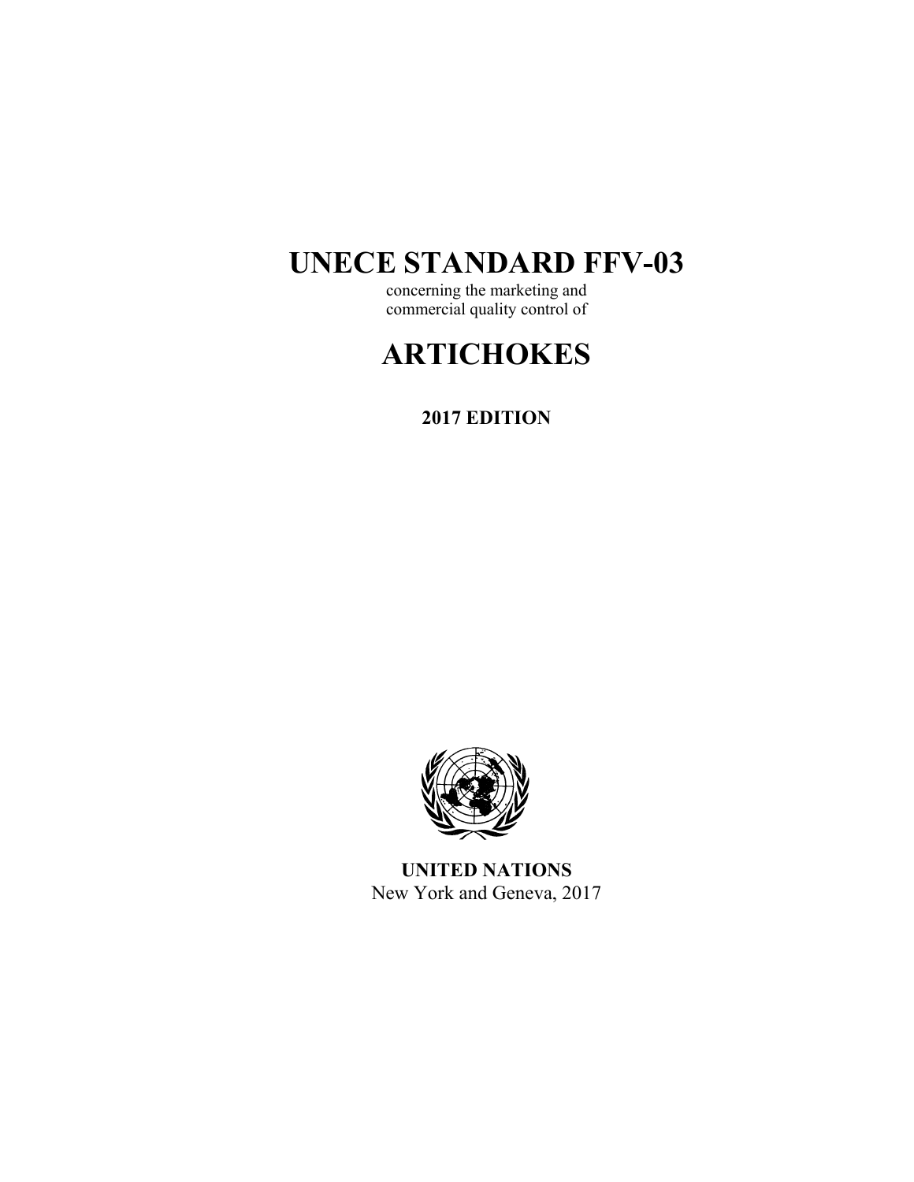# UNECE STANDARD FFV-03

concerning the marketing and
commercial quality control of

# ARTICHOKES

**2017 EDITION**

**UNITED NATIONS**
New York and Geneva, 2017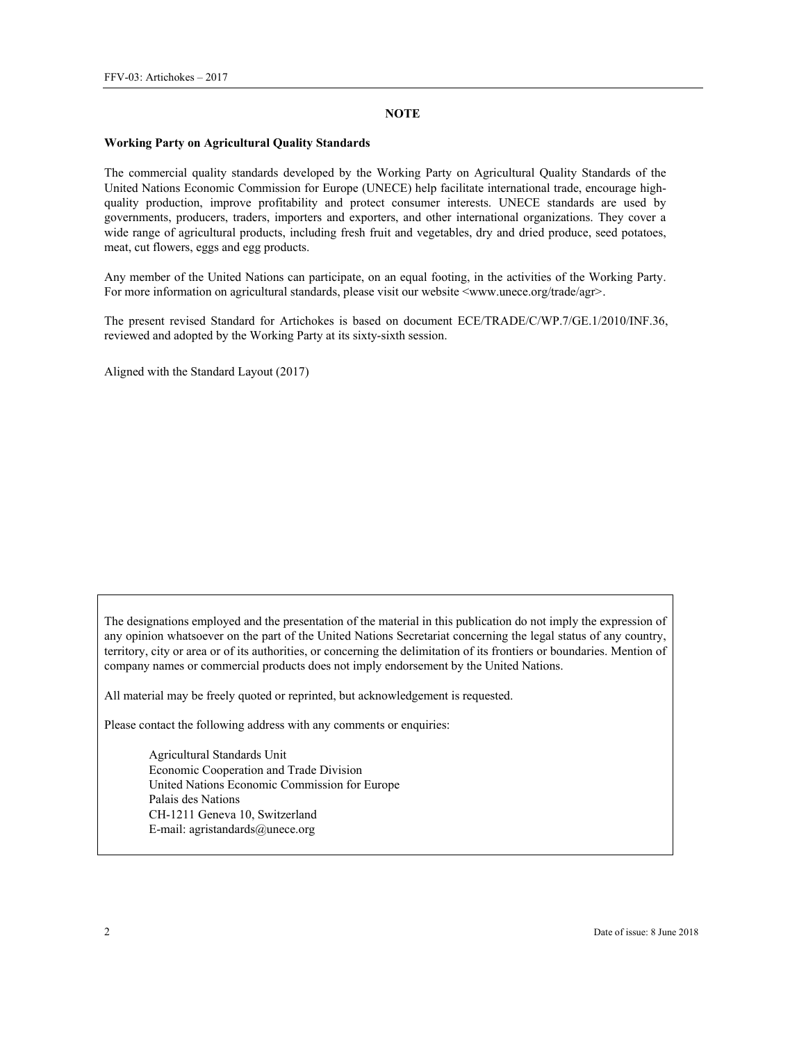## NOTE

### Working Party on Agricultural Quality Standards

The commercial quality standards developed by the Working Party on Agricultural Quality Standards of the United Nations Economic Commission for Europe (UNECE) help facilitate international trade, encourage high-quality production, improve profitability and protect consumer interests. UNECE standards are used by governments, producers, traders, importers and exporters, and other international organizations. They cover a wide range of agricultural products, including fresh fruit and vegetables, dry and dried produce, seed potatoes, meat, cut flowers, eggs and egg products.

Any member of the United Nations can participate, on an equal footing, in the activities of the Working Party. For more information on agricultural standards, please visit our website <www.unece.org/trade/agr>.

The present revised Standard for Artichokes is based on document ECE/TRADE/C/WP.7/GE.1/2010/INF.36, reviewed and adopted by the Working Party at its sixty-sixth session.

Aligned with the Standard Layout (2017)

The designations employed and the presentation of the material in this publication do not imply the expression of any opinion whatsoever on the part of the United Nations Secretariat concerning the legal status of any country, territory, city or area or of its authorities, or concerning the delimitation of its frontiers or boundaries. Mention of company names or commercial products does not imply endorsement by the United Nations.

All material may be freely quoted or reprinted, but acknowledgement is requested.

Please contact the following address with any comments or enquiries:

Agricultural Standards Unit
Economic Cooperation and Trade Division
United Nations Economic Commission for Europe
Palais des Nations
CH-1211 Geneva 10, Switzerland
E-mail: agristandards@unece.org

Date of issue: 8 June 2018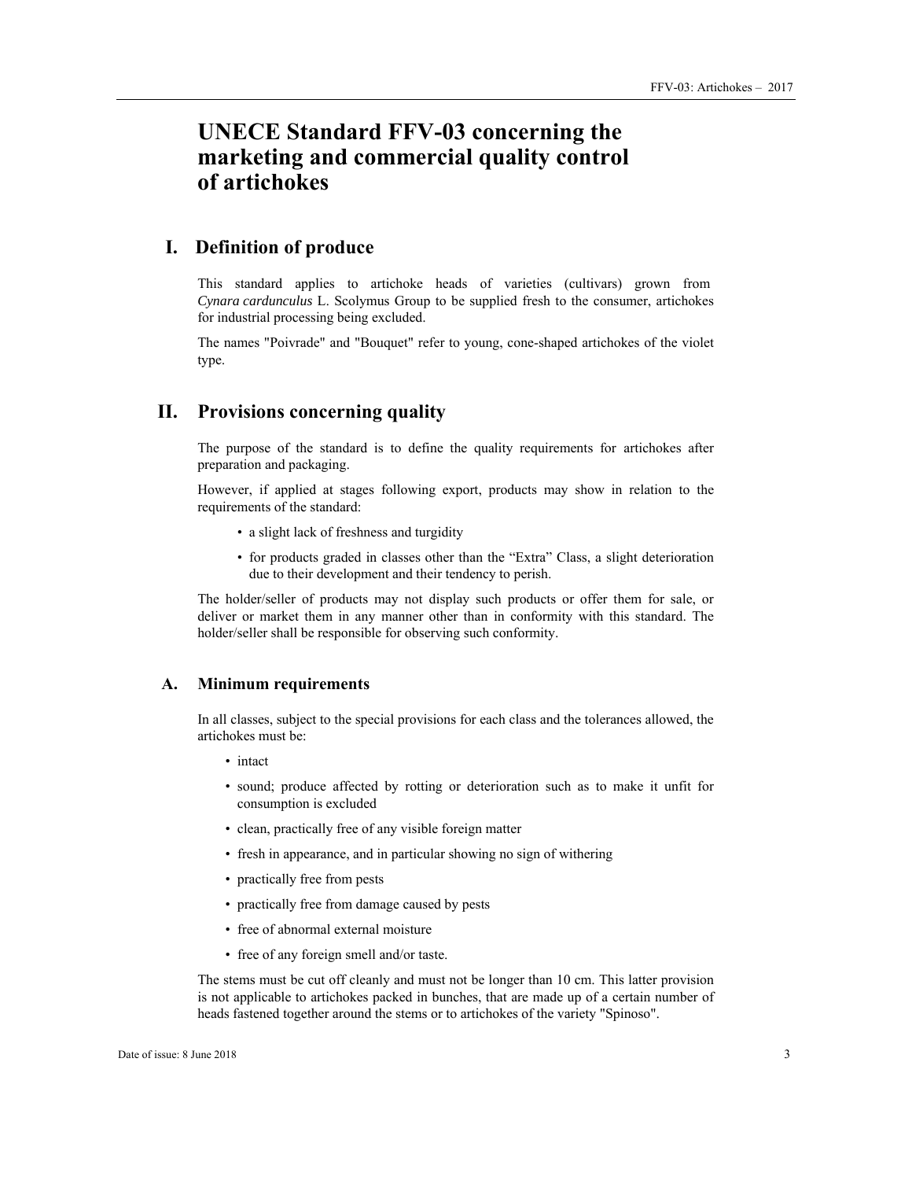# UNECE Standard FFV-03 concerning the marketing and commercial quality control of artichokes

## I. Definition of produce

This standard applies to artichoke heads of varieties (cultivars) grown from *Cynara cardunculus* L. Scolymus Group to be supplied fresh to the consumer, artichokes for industrial processing being excluded.

The names "Poivrade" and "Bouquet" refer to young, cone-shaped artichokes of the violet type.

## II. Provisions concerning quality

The purpose of the standard is to define the quality requirements for artichokes after preparation and packaging.

However, if applied at stages following export, products may show in relation to the requirements of the standard:

- a slight lack of freshness and turgidity
- for products graded in classes other than the "Extra" Class, a slight deterioration due to their development and their tendency to perish.

The holder/seller of products may not display such products or offer them for sale, or deliver or market them in any manner other than in conformity with this standard. The holder/seller shall be responsible for observing such conformity.

### A. Minimum requirements

In all classes, subject to the special provisions for each class and the tolerances allowed, the artichokes must be:

- intact
- sound; produce affected by rotting or deterioration such as to make it unfit for consumption is excluded
- clean, practically free of any visible foreign matter
- fresh in appearance, and in particular showing no sign of withering
- practically free from pests
- practically free from damage caused by pests
- free of abnormal external moisture
- free of any foreign smell and/or taste.

The stems must be cut off cleanly and must not be longer than 10 cm. This latter provision is not applicable to artichokes packed in bunches, that are made up of a certain number of heads fastened together around the stems or to artichokes of the variety "Spinoso".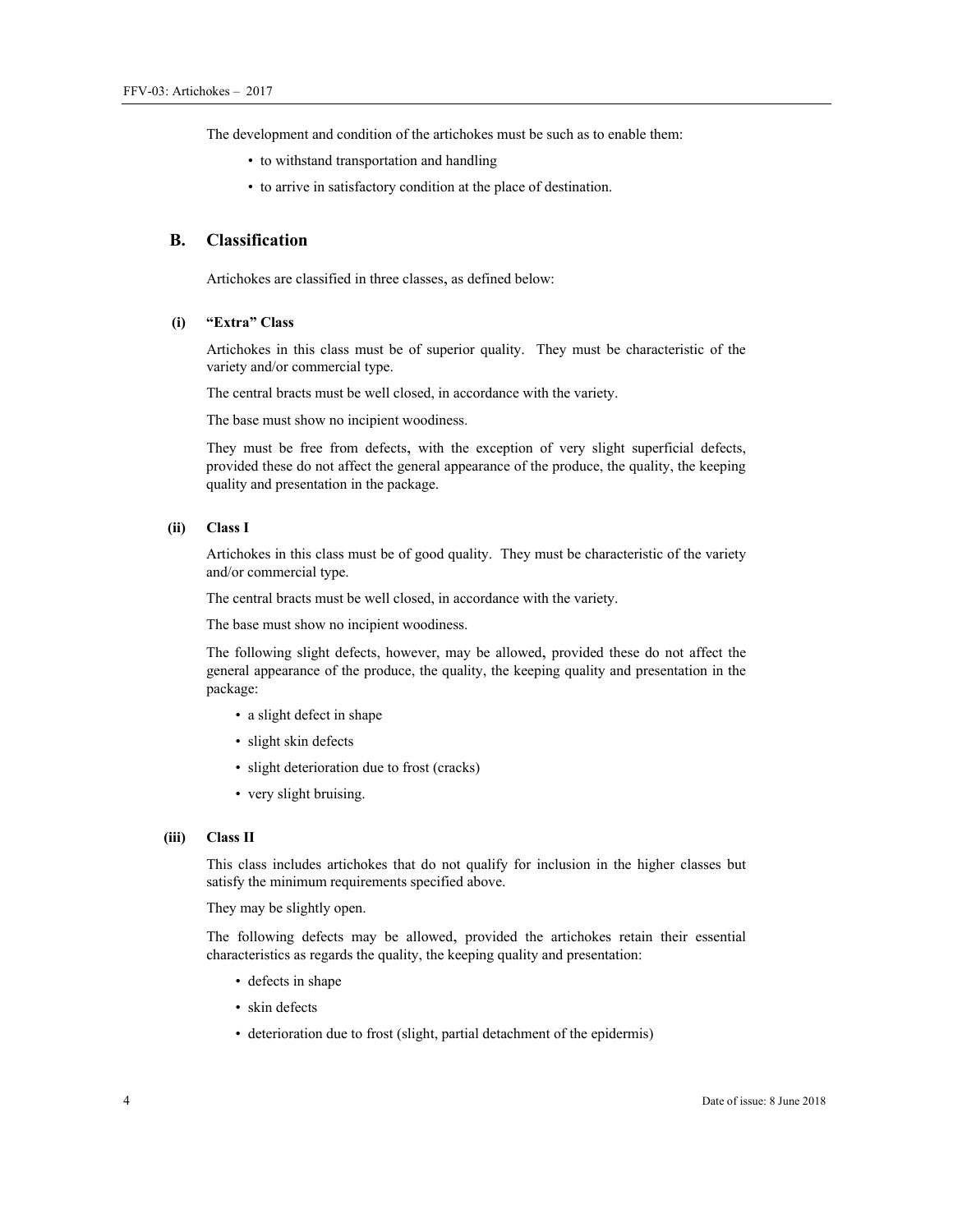The development and condition of the artichokes must be such as to enable them:

- to withstand transportation and handling
- to arrive in satisfactory condition at the place of destination.

## B. Classification

Artichokes are classified in three classes, as defined below:

### (i) "Extra" Class

Artichokes in this class must be of superior quality. They must be characteristic of the variety and/or commercial type.

The central bracts must be well closed, in accordance with the variety.

The base must show no incipient woodiness.

They must be free from defects, with the exception of very slight superficial defects, provided these do not affect the general appearance of the produce, the quality, the keeping quality and presentation in the package.

### (ii) Class I

Artichokes in this class must be of good quality. They must be characteristic of the variety and/or commercial type.

The central bracts must be well closed, in accordance with the variety.

The base must show no incipient woodiness.

The following slight defects, however, may be allowed, provided these do not affect the general appearance of the produce, the quality, the keeping quality and presentation in the package:

- a slight defect in shape
- slight skin defects
- slight deterioration due to frost (cracks)
- very slight bruising.

### (iii) Class II

This class includes artichokes that do not qualify for inclusion in the higher classes but satisfy the minimum requirements specified above.

They may be slightly open.

The following defects may be allowed, provided the artichokes retain their essential characteristics as regards the quality, the keeping quality and presentation:

- defects in shape
- skin defects
- deterioration due to frost (slight, partial detachment of the epidermis)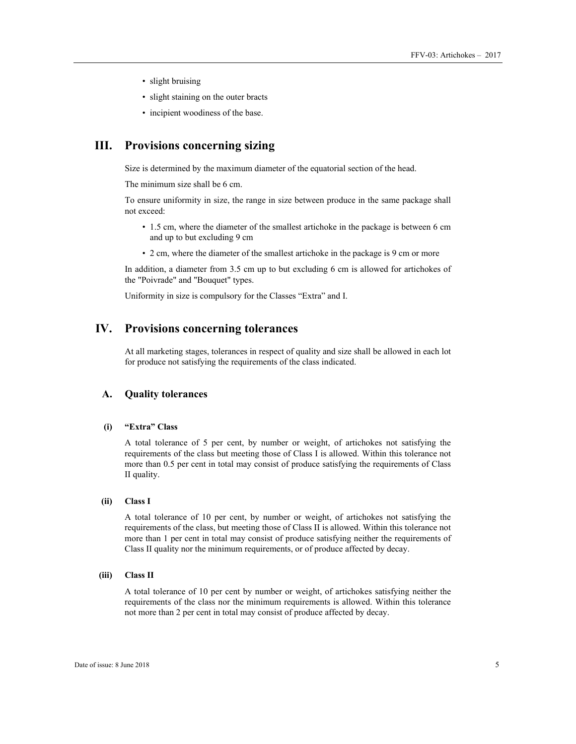- slight bruising
- slight staining on the outer bracts
- incipient woodiness of the base.

# III. Provisions concerning sizing

Size is determined by the maximum diameter of the equatorial section of the head.

The minimum size shall be 6 cm.

To ensure uniformity in size, the range in size between produce in the same package shall not exceed:

- 1.5 cm, where the diameter of the smallest artichoke in the package is between 6 cm and up to but excluding 9 cm
- 2 cm, where the diameter of the smallest artichoke in the package is 9 cm or more

In addition, a diameter from 3.5 cm up to but excluding 6 cm is allowed for artichokes of the "Poivrade" and "Bouquet" types.

Uniformity in size is compulsory for the Classes "Extra" and I.

# IV. Provisions concerning tolerances

At all marketing stages, tolerances in respect of quality and size shall be allowed in each lot for produce not satisfying the requirements of the class indicated.

## A. Quality tolerances

### (i) "Extra" Class

A total tolerance of 5 per cent, by number or weight, of artichokes not satisfying the requirements of the class but meeting those of Class I is allowed. Within this tolerance not more than 0.5 per cent in total may consist of produce satisfying the requirements of Class II quality.

### (ii) Class I

A total tolerance of 10 per cent, by number or weight, of artichokes not satisfying the requirements of the class, but meeting those of Class II is allowed. Within this tolerance not more than 1 per cent in total may consist of produce satisfying neither the requirements of Class II quality nor the minimum requirements, or of produce affected by decay.

### (iii) Class II

A total tolerance of 10 per cent by number or weight, of artichokes satisfying neither the requirements of the class nor the minimum requirements is allowed. Within this tolerance not more than 2 per cent in total may consist of produce affected by decay.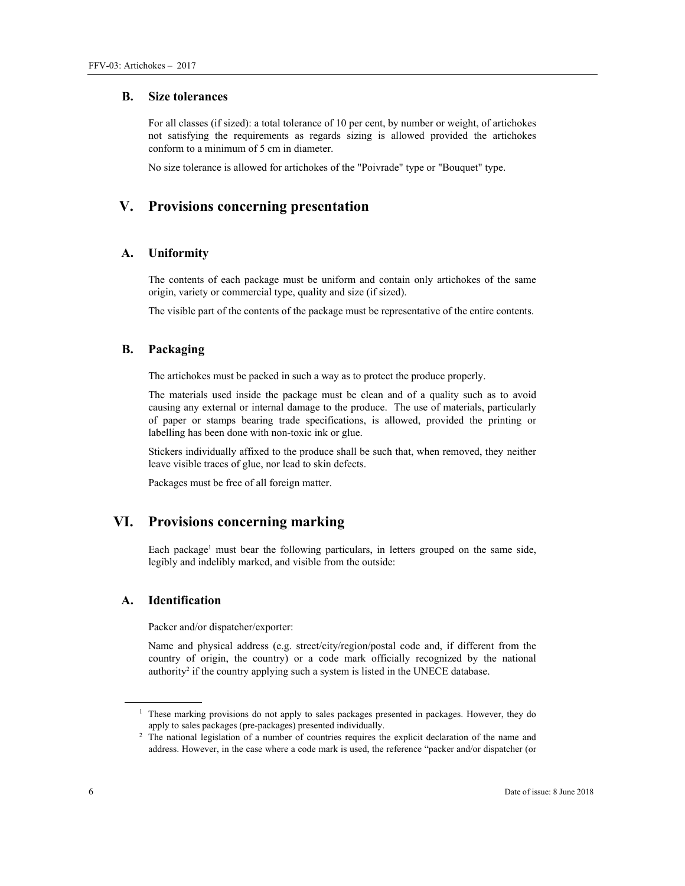### B. Size tolerances

For all classes (if sized): a total tolerance of 10 per cent, by number or weight, of artichokes not satisfying the requirements as regards sizing is allowed provided the artichokes conform to a minimum of 5 cm in diameter.

No size tolerance is allowed for artichokes of the "Poivrade" type or "Bouquet" type.

## V. Provisions concerning presentation

### A. Uniformity

The contents of each package must be uniform and contain only artichokes of the same origin, variety or commercial type, quality and size (if sized).

The visible part of the contents of the package must be representative of the entire contents.

### B. Packaging

The artichokes must be packed in such a way as to protect the produce properly.

The materials used inside the package must be clean and of a quality such as to avoid causing any external or internal damage to the produce. The use of materials, particularly of paper or stamps bearing trade specifications, is allowed, provided the printing or labelling has been done with non-toxic ink or glue.

Stickers individually affixed to the produce shall be such that, when removed, they neither leave visible traces of glue, nor lead to skin defects.

Packages must be free of all foreign matter.

## VI. Provisions concerning marking

Each package[1] must bear the following particulars, in letters grouped on the same side, legibly and indelibly marked, and visible from the outside:

### A. Identification

Packer and/or dispatcher/exporter:

Name and physical address (e.g. street/city/region/postal code and, if different from the country of origin, the country) or a code mark officially recognized by the national authority[2] if the country applying such a system is listed in the UNECE database.

---

[1] These marking provisions do not apply to sales packages presented in packages. However, they do apply to sales packages (pre-packages) presented individually.

[2] The national legislation of a number of countries requires the explicit declaration of the name and address. However, in the case where a code mark is used, the reference "packer and/or dispatcher (or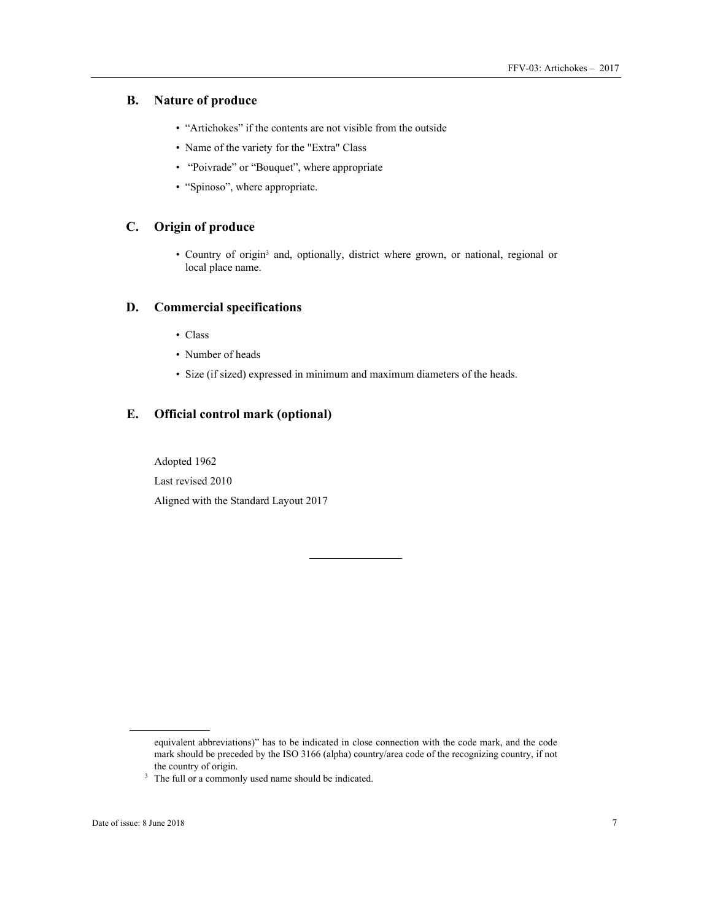## B. Nature of produce

- "Artichokes" if the contents are not visible from the outside
- Name of the variety for the "Extra" Class
- "Poivrade" or "Bouquet", where appropriate
- "Spinoso", where appropriate.

## C. Origin of produce

- Country of origin[3] and, optionally, district where grown, or national, regional or local place name.

## D. Commercial specifications

- Class
- Number of heads
- Size (if sized) expressed in minimum and maximum diameters of the heads.

## E. Official control mark (optional)

Adopted 1962

Last revised 2010

Aligned with the Standard Layout 2017

---

equivalent abbreviations)" has to be indicated in close connection with the code mark, and the code mark should be preceded by the ISO 3166 (alpha) country/area code of the recognizing country, if not the country of origin.

[3] The full or a commonly used name should be indicated.